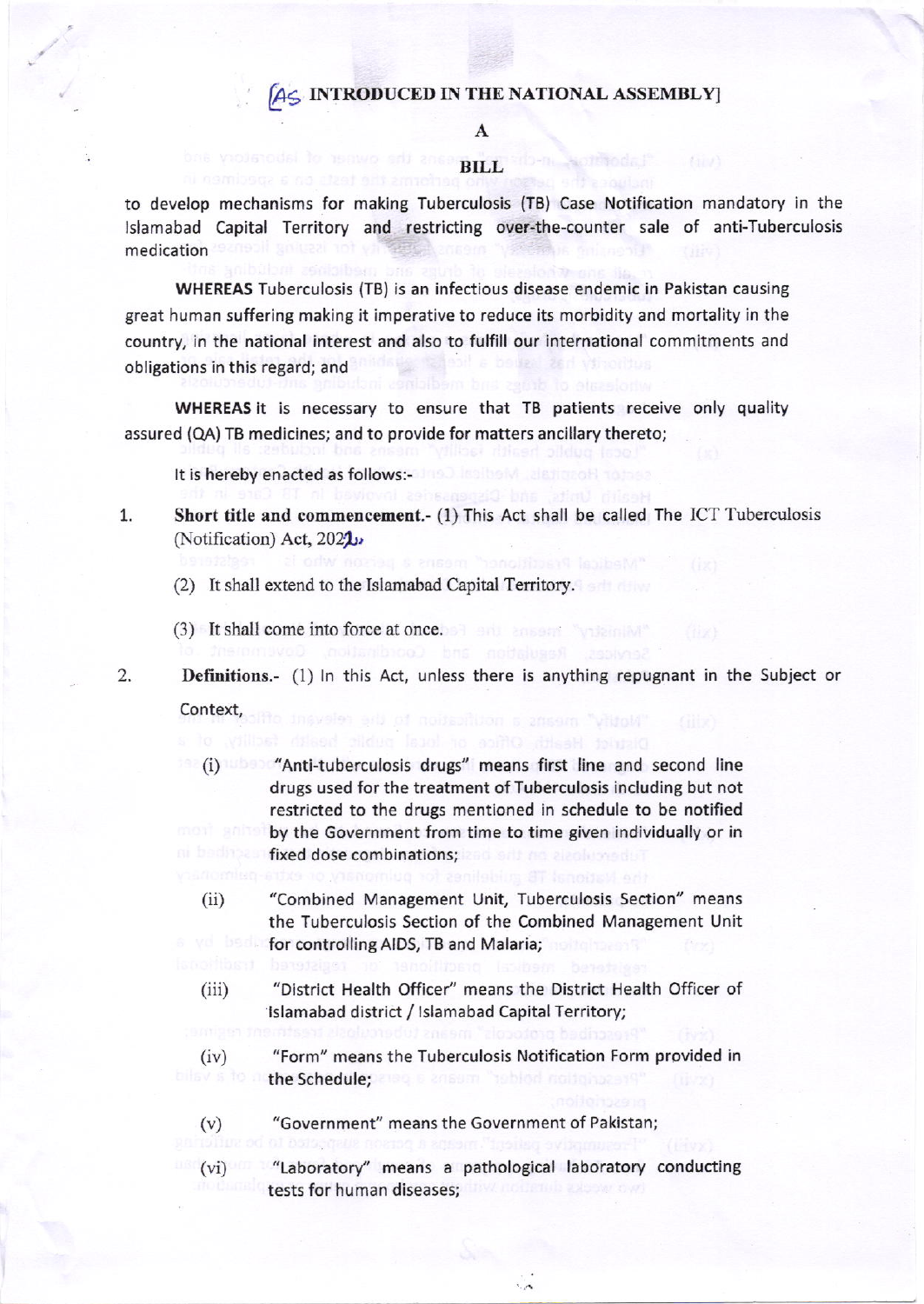[AS INTRODUCED IN THE NATIONAL ASSEMBLY]

**A**

**BILL**

to develop mechanisms for making Tuberculosis (TB) Case Notification mandatory in the Islamabad Capital Territory and restricting over-the-counter sale of anti-Tuberculosis medication

**WHEREAS** Tuberculosis (TB) is an infectious disease endemic in Pakistan causing great human suffering making it imperative to reduce its morbidity and mortality in the country, in the national interest and also to fulfill our international commitments and obligations in this regard; and

**WHEREAS** it is necessary to ensure that TB patients receive only quality assured (QA) TB medicines; and to provide for matters ancillary thereto;

It is hereby enacted as follows:-

1. **Short title and commencement.-** (1) This Act shall be called The ICT Tuberculosis (Notification) Act, 2021.

   (2) It shall extend to the Islamabad Capital Territory.

   (3) It shall come into force at once.

2. **Definitions.-** (1) In this Act, unless there is anything repugnant in the Subject or Context,

   (i) "Anti-tuberculosis drugs" means first line and second line drugs used for the treatment of Tuberculosis including but not restricted to the drugs mentioned in schedule to be notified by the Government from time to time given individually or in fixed dose combinations;

   (ii) "Combined Management Unit, Tuberculosis Section" means the Tuberculosis Section of the Combined Management Unit for controlling AIDS, TB and Malaria;

   (iii) "District Health Officer" means the District Health Officer of Islamabad district / Islamabad Capital Territory;

   (iv) "Form" means the Tuberculosis Notification Form provided in the Schedule;

   (v) "Government" means the Government of Pakistan;

   (vi) "Laboratory" means a pathological laboratory conducting tests for human diseases;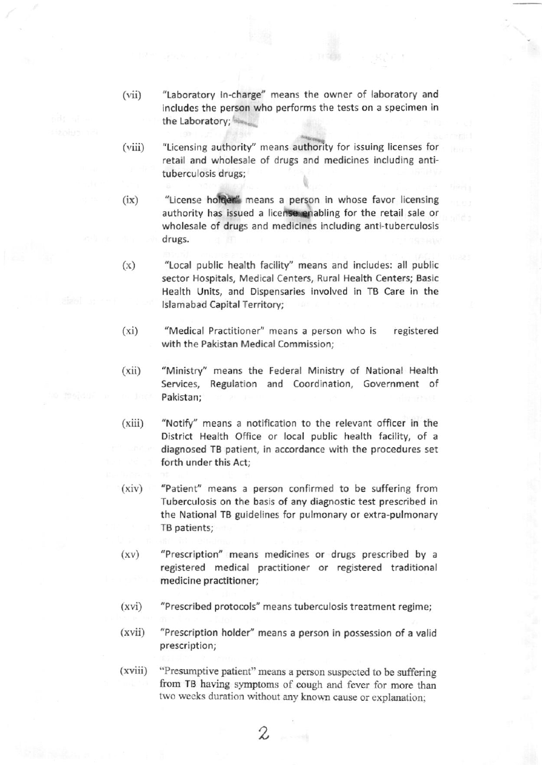(vii) "Laboratory In-charge" means the owner of laboratory and includes the person who performs the tests on a specimen in the Laboratory;

(viii) "Licensing authority" means authority for issuing licenses for retail and wholesale of drugs and medicines including anti-tuberculosis drugs;

(ix) "License holder" means a person in whose favor licensing authority has issued a license enabling for the retail sale or wholesale of drugs and medicines including anti-tuberculosis drugs.

(x) "Local public health facility" means and includes: all public sector Hospitals, Medical Centers, Rural Health Centers; Basic Health Units, and Dispensaries involved in TB Care in the Islamabad Capital Territory;

(xi) "Medical Practitioner" means a person who is registered with the Pakistan Medical Commission;

(xii) "Ministry" means the Federal Ministry of National Health Services, Regulation and Coordination, Government of Pakistan;

(xiii) "Notify" means a notification to the relevant officer in the District Health Office or local public health facility, of a diagnosed TB patient, in accordance with the procedures set forth under this Act;

(xiv) "Patient" means a person confirmed to be suffering from Tuberculosis on the basis of any diagnostic test prescribed in the National TB guidelines for pulmonary or extra-pulmonary TB patients;

(xv) "Prescription" means medicines or drugs prescribed by a registered medical practitioner or registered traditional medicine practitioner;

(xvi) "Prescribed protocols" means tuberculosis treatment regime;

(xvii) "Prescription holder" means a person in possession of a valid prescription;

(xviii) "Presumptive patient" means a person suspected to be suffering from TB having symptoms of cough and fever for more than two weeks duration without any known cause or explanation;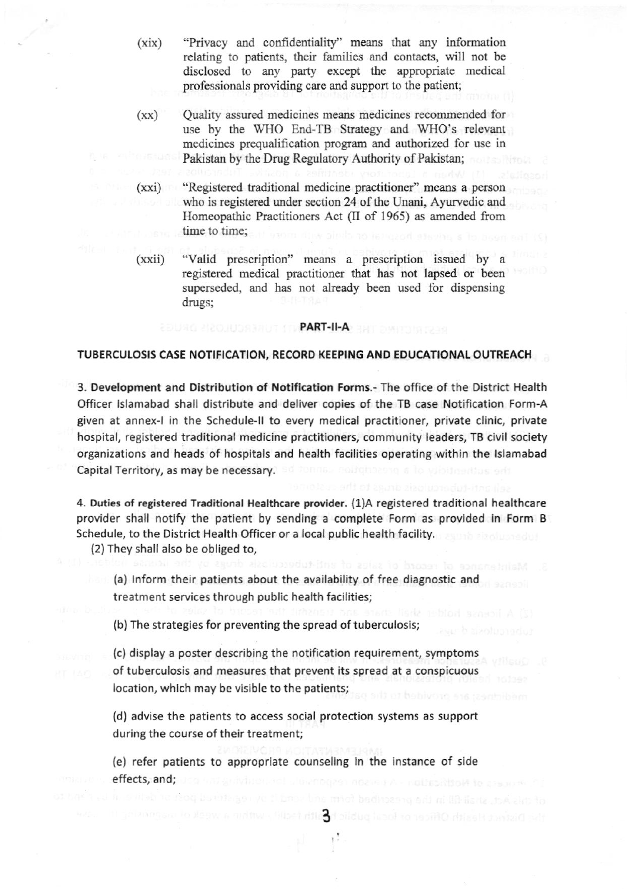(xix) "Privacy and confidentiality" means that any information relating to patients, their families and contacts, will not be disclosed to any party except the appropriate medical professionals providing care and support to the patient;

(xx) Quality assured medicines means medicines recommended for use by the WHO End-TB Strategy and WHO's relevant medicines prequalification program and authorized for use in Pakistan by the Drug Regulatory Authority of Pakistan;

(xxi) "Registered traditional medicine practitioner" means a person who is registered under section 24 of the Unani, Ayurvedic and Homeopathic Practitioners Act (II of 1965) as amended from time to time;

(xxii) "Valid prescription" means a prescription issued by a registered medical practitioner that has not lapsed or been superseded, and has not already been used for dispensing drugs;

## PART-II-A

## TUBERCULOSIS CASE NOTIFICATION, RECORD KEEPING AND EDUCATIONAL OUTREACH

**3. Development and Distribution of Notification Forms.-** The office of the District Health Officer Islamabad shall distribute and deliver copies of the TB case Notification Form-A given at annex-I in the Schedule-II to every medical practitioner, private clinic, private hospital, registered traditional medicine practitioners, community leaders, TB civil society organizations and heads of hospitals and health facilities operating within the Islamabad Capital Territory, as may be necessary.

**4. Duties of registered Traditional Healthcare provider.** (1)A registered traditional healthcare provider shall notify the patient by sending a complete Form as provided in Form B Schedule, to the District Health Officer or a local public health facility.

(2) They shall also be obliged to,

(a) Inform their patients about the availability of free diagnostic and treatment services through public health facilities;

(b) The strategies for preventing the spread of tuberculosis;

(c) display a poster describing the notification requirement, symptoms of tuberculosis and measures that prevent its spread at a conspicuous location, which may be visible to the patients;

(d) advise the patients to access social protection systems as support during the course of their treatment;

(e) refer patients to appropriate counseling in the instance of side effects, and;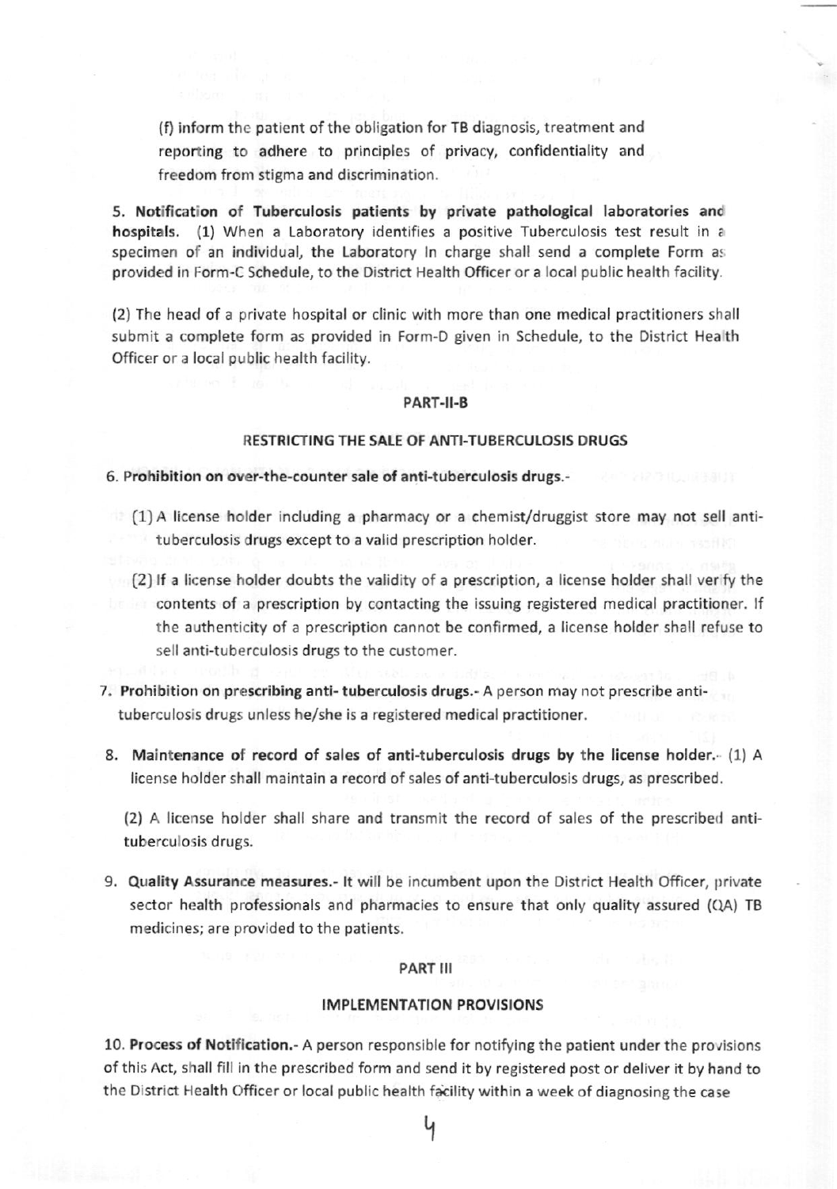(f) inform the patient of the obligation for TB diagnosis, treatment and reporting to adhere to principles of privacy, confidentiality and freedom from stigma and discrimination.

**5. Notification of Tuberculosis patients by private pathological laboratories and hospitals.** (1) When a Laboratory identifies a positive Tuberculosis test result in a specimen of an individual, the Laboratory In charge shall send a complete Form as provided in Form-C Schedule, to the District Health Officer or a local public health facility.

(2) The head of a private hospital or clinic with more than one medical practitioners shall submit a complete form as provided in Form-D given in Schedule, to the District Health Officer or a local public health facility.

## PART-II-B

### RESTRICTING THE SALE OF ANTI-TUBERCULOSIS DRUGS

**6. Prohibition on over-the-counter sale of anti-tuberculosis drugs.-**

(1) A license holder including a pharmacy or a chemist/druggist store may not sell anti-tuberculosis drugs except to a valid prescription holder.

(2) If a license holder doubts the validity of a prescription, a license holder shall verify the contents of a prescription by contacting the issuing registered medical practitioner. If the authenticity of a prescription cannot be confirmed, a license holder shall refuse to sell anti-tuberculosis drugs to the customer.

**7. Prohibition on prescribing anti- tuberculosis drugs.-** A person may not prescribe anti-tuberculosis drugs unless he/she is a registered medical practitioner.

**8. Maintenance of record of sales of anti-tuberculosis drugs by the license holder.-** (1) A license holder shall maintain a record of sales of anti-tuberculosis drugs, as prescribed.

(2) A license holder shall share and transmit the record of sales of the prescribed anti-tuberculosis drugs.

**9. Quality Assurance measures.-** It will be incumbent upon the District Health Officer, private sector health professionals and pharmacies to ensure that only quality assured (QA) TB medicines; are provided to the patients.

## PART III

### IMPLEMENTATION PROVISIONS

**10. Process of Notification.-** A person responsible for notifying the patient under the provisions of this Act, shall fill in the prescribed form and send it by registered post or deliver it by hand to the District Health Officer or local public health facility within a week of diagnosing the case